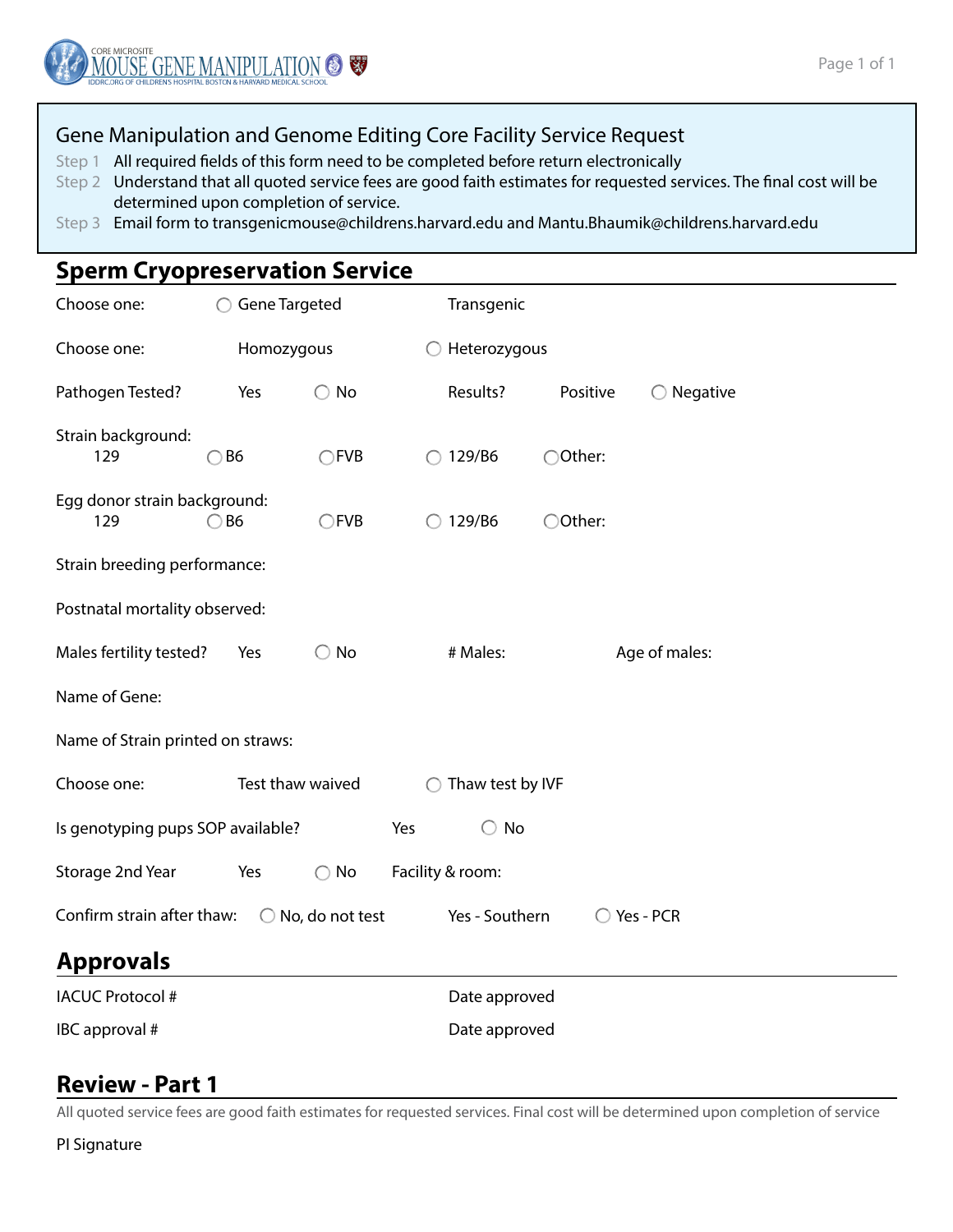# Gene Manipulation and Genome Editing Core Facility Service Request

Step 1 All required fields of this form need to be completed before return electronically

Step 2 Understand that all quoted service fees are good faith estimates for requested services. The final cost will be determined upon completion of service.

Step 3 Email form to transgenicmouse@childrens.harvard.edu and Mantu.Bhaumik@childrens.harvard.edu

## Sperm Cryopreservation Service

Choose one: ◯ Gene Targeted Transgenic

Choose one: Homozygous ◯ Heterozygous

Pathogen Tested? Yes ◯ No Results? Positive ◯ Negative

Strain background:
129 ◯ B6 ◯ FVB ◯ 129/B6 ◯ Other:

Egg donor strain background:
129 ◯ B6 ◯ FVB ◯ 129/B6 ◯ Other:

Strain breeding performance:

Postnatal mortality observed:

Males fertility tested? Yes ◯ No # Males: Age of males:

Name of Gene:

Name of Strain printed on straws:

Choose one: Test thaw waived ◯ Thaw test by IVF

Is genotyping pups SOP available? Yes ◯ No

Storage 2nd Year Yes ◯ No Facility & room:

Confirm strain after thaw: ◯ No, do not test Yes - Southern ◯ Yes - PCR

## Approvals

IACUC Protocol # Date approved

IBC approval # Date approved

## Review - Part 1

All quoted service fees are good faith estimates for requested services. Final cost will be determined upon completion of service

PI Signature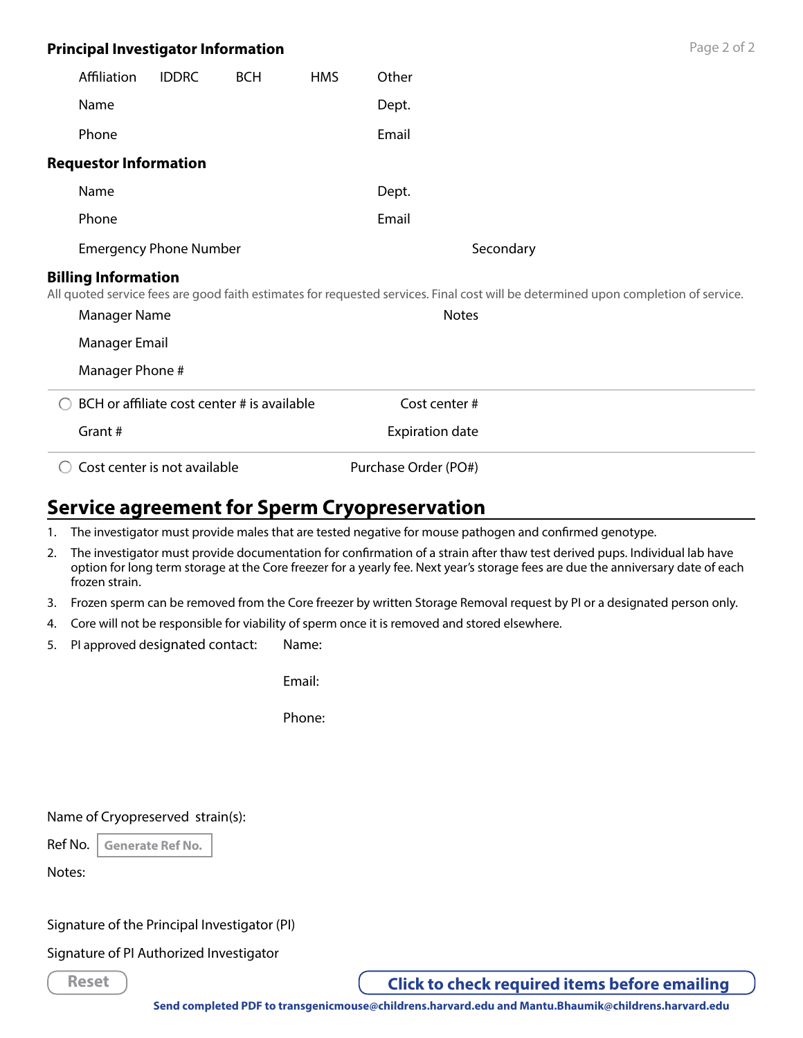## Principal Investigator Information

Affiliation IDDRC BCH HMS Other

Name Dept.

Phone Email

## Requestor Information

Name Dept.

Phone Email

Emergency Phone Number Secondary

## Billing Information

All quoted service fees are good faith estimates for requested services. Final cost will be determined upon completion of service.

Manager Name Notes

Manager Email

Manager Phone #

- ○ BCH or affiliate cost center # is available Cost center #

  Grant # Expiration date

- ○ Cost center is not available Purchase Order (PO#)

# Service agreement for Sperm Cryopreservation

1. The investigator must provide males that are tested negative for mouse pathogen and confirmed genotype.
2. The investigator must provide documentation for confirmation of a strain after thaw test derived pups. Individual lab have option for long term storage at the Core freezer for a yearly fee. Next year's storage fees are due the anniversary date of each frozen strain.
3. Frozen sperm can be removed from the Core freezer by written Storage Removal request by PI or a designated person only.
4. Core will not be responsible for viability of sperm once it is removed and stored elsewhere.
5. PI approved designated contact: Name:

   Email:

   Phone:

Name of Cryopreserved strain(s):

Ref No. Generate Ref No.

Notes:

Signature of the Principal Investigator (PI)

Signature of PI Authorized Investigator

Reset

Click to check required items before emailing

**Send completed PDF to transgenicmouse@childrens.harvard.edu and Mantu.Bhaumik@childrens.harvard.edu**